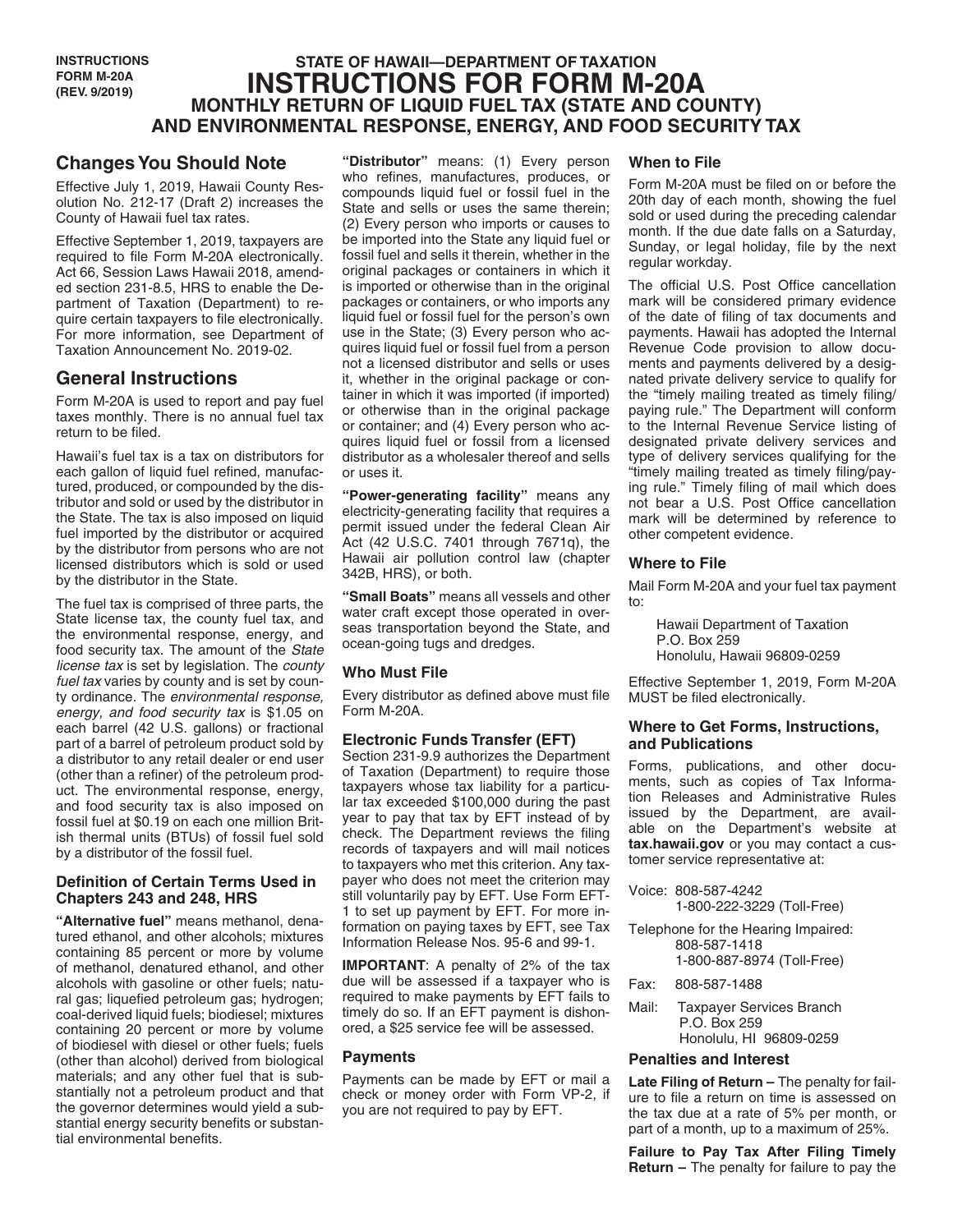INSTRUCTIONS
FORM M-20A
(REV. 9/2019)

# STATE OF HAWAII—DEPARTMENT OF TAXATION
# INSTRUCTIONS FOR FORM M-20A
## MONTHLY RETURN OF LIQUID FUEL TAX (STATE AND COUNTY) AND ENVIRONMENTAL RESPONSE, ENERGY, AND FOOD SECURITY TAX

## Changes You Should Note

Effective July 1, 2019, Hawaii County Resolution No. 212-17 (Draft 2) increases the County of Hawaii fuel tax rates.

Effective September 1, 2019, taxpayers are required to file Form M-20A electronically. Act 66, Session Laws Hawaii 2018, amended section 231-8.5, HRS to enable the Department of Taxation (Department) to require certain taxpayers to file electronically. For more information, see Department of Taxation Announcement No. 2019-02.

## General Instructions

Form M-20A is used to report and pay fuel taxes monthly. There is no annual fuel tax return to be filed.

Hawaii's fuel tax is a tax on distributors for each gallon of liquid fuel refined, manufactured, produced, or compounded by the distributor and sold or used by the distributor in the State. The tax is also imposed on liquid fuel imported by the distributor or acquired by the distributor from persons who are not licensed distributors which is sold or used by the distributor in the State.

The fuel tax is comprised of three parts, the State license tax, the county fuel tax, and the environmental response, energy, and food security tax. The amount of the *State license tax* is set by legislation. The *county fuel tax* varies by county and is set by county ordinance. The *environmental response, energy, and food security tax* is $1.05 on each barrel (42 U.S. gallons) or fractional part of a barrel of petroleum product sold by a distributor to any retail dealer or end user (other than a refiner) of the petroleum product. The environmental response, energy, and food security tax is also imposed on fossil fuel at $0.19 on each one million British thermal units (BTUs) of fossil fuel sold by a distributor of the fossil fuel.

### Definition of Certain Terms Used in Chapters 243 and 248, HRS

**"Alternative fuel"** means methanol, denatured ethanol, and other alcohols; mixtures containing 85 percent or more by volume of methanol, denatured ethanol, and other alcohols with gasoline or other fuels; natural gas; liquefied petroleum gas; hydrogen; coal-derived liquid fuels; biodiesel; mixtures containing 20 percent or more by volume of biodiesel with diesel or other fuels; fuels (other than alcohol) derived from biological materials; and any other fuel that is substantially not a petroleum product and that the governor determines would yield a substantial energy security benefits or substantial environmental benefits.

**"Distributor"** means: (1) Every person who refines, manufactures, produces, or compounds liquid fuel or fossil fuel in the State and sells or uses the same therein; (2) Every person who imports or causes to be imported into the State any liquid fuel or fossil fuel and sells it therein, whether in the original packages or containers in which it is imported or otherwise than in the original packages or containers, or who imports any liquid fuel or fossil fuel for the person's own use in the State; (3) Every person who acquires liquid fuel or fossil fuel from a person not a licensed distributor and sells or uses it, whether in the original package or container in which it was imported (if imported) or otherwise than in the original package or container; and (4) Every person who acquires liquid fuel or fossil from a licensed distributor as a wholesaler thereof and sells or uses it.

**"Power-generating facility"** means any electricity-generating facility that requires a permit issued under the federal Clean Air Act (42 U.S.C. 7401 through 7671q), the Hawaii air pollution control law (chapter 342B, HRS), or both.

**"Small Boats"** means all vessels and other water craft except those operated in overseas transportation beyond the State, and ocean-going tugs and dredges.

### Who Must File

Every distributor as defined above must file Form M-20A.

### Electronic Funds Transfer (EFT)

Section 231-9.9 authorizes the Department of Taxation (Department) to require those taxpayers whose tax liability for a particular tax exceeded $100,000 during the past year to pay that tax by EFT instead of by check. The Department reviews the filing records of taxpayers and will mail notices to taxpayers who met this criterion. Any taxpayer who does not meet the criterion may still voluntarily pay by EFT. Use Form EFT-1 to set up payment by EFT. For more information on paying taxes by EFT, see Tax Information Release Nos. 95-6 and 99-1.

**IMPORTANT**: A penalty of 2% of the tax due will be assessed if a taxpayer who is required to make payments by EFT fails to timely do so. If an EFT payment is dishonored, a $25 service fee will be assessed.

### Payments

Payments can be made by EFT or mail a check or money order with Form VP-2, if you are not required to pay by EFT.

### When to File

Form M-20A must be filed on or before the 20th day of each month, showing the fuel sold or used during the preceding calendar month. If the due date falls on a Saturday, Sunday, or legal holiday, file by the next regular workday.

The official U.S. Post Office cancellation mark will be considered primary evidence of the date of filing of tax documents and payments. Hawaii has adopted the Internal Revenue Code provision to allow documents and payments delivered by a designated private delivery service to qualify for the "timely mailing treated as timely filing/paying rule." The Department will conform to the Internal Revenue Service listing of designated private delivery services and type of delivery services qualifying for the "timely mailing treated as timely filing/paying rule." Timely filing of mail which does not bear a U.S. Post Office cancellation mark will be determined by reference to other competent evidence.

### Where to File

Mail Form M-20A and your fuel tax payment to:

Hawaii Department of Taxation
P.O. Box 259
Honolulu, Hawaii 96809-0259

Effective September 1, 2019, Form M-20A MUST be filed electronically.

### Where to Get Forms, Instructions, and Publications

Forms, publications, and other documents, such as copies of Tax Information Releases and Administrative Rules issued by the Department, are available on the Department's website at **tax.hawaii.gov** or you may contact a customer service representative at:

Voice: 808-587-4242
1-800-222-3229 (Toll-Free)

Telephone for the Hearing Impaired:
808-587-1418
1-800-887-8974 (Toll-Free)

Fax: 808-587-1488

Mail: Taxpayer Services Branch
P.O. Box 259
Honolulu, HI 96809-0259

### Penalties and Interest

**Late Filing of Return –** The penalty for failure to file a return on time is assessed on the tax due at a rate of 5% per month, or part of a month, up to a maximum of 25%.

**Failure to Pay Tax After Filing Timely Return –** The penalty for failure to pay the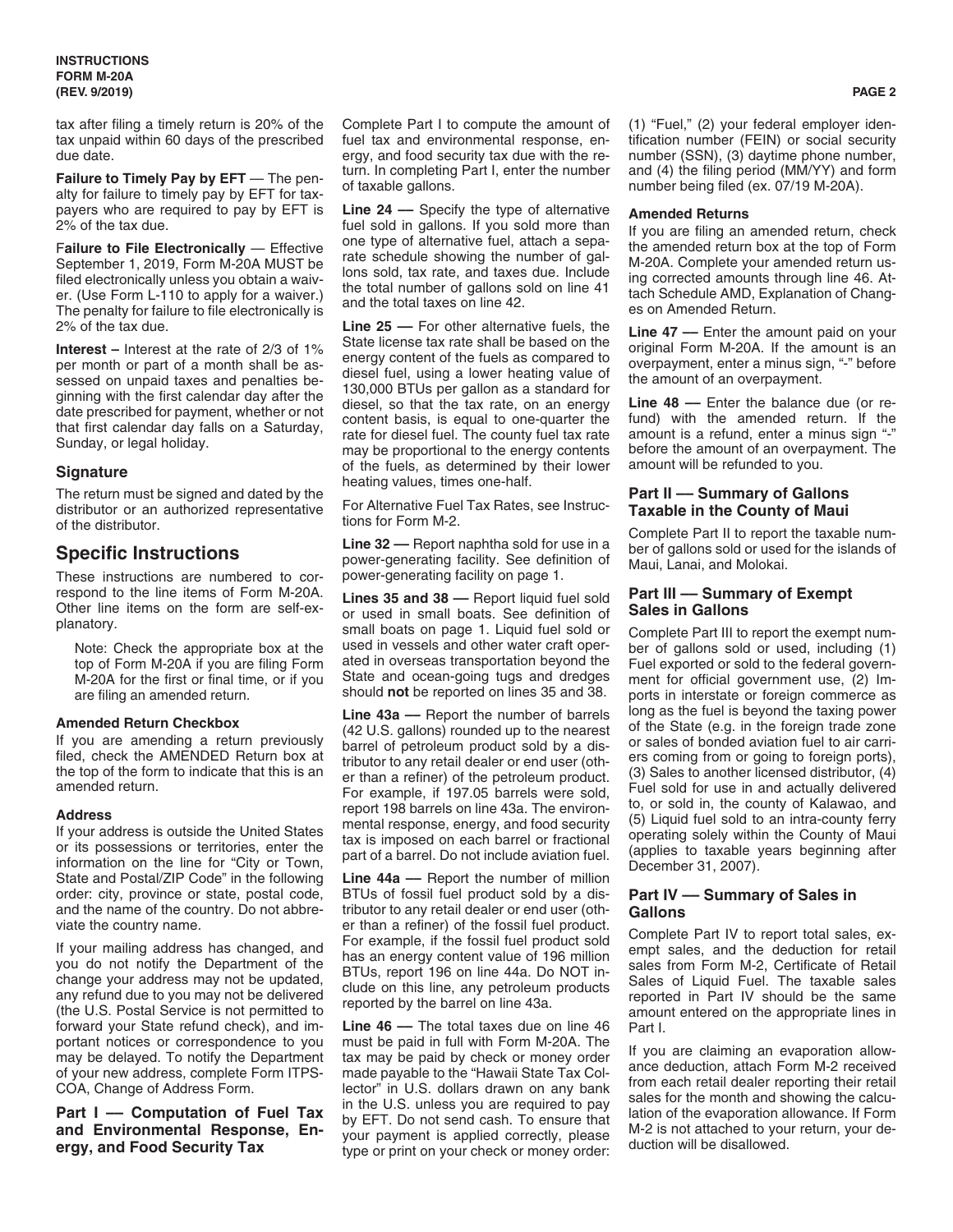tax after filing a timely return is 20% of the tax unpaid within 60 days of the prescribed due date.

**Failure to Timely Pay by EFT** — The penalty for failure to timely pay by EFT for taxpayers who are required to pay by EFT is 2% of the tax due.

**Failure to File Electronically** — Effective September 1, 2019, Form M-20A MUST be filed electronically unless you obtain a waiver. (Use Form L-110 to apply for a waiver.) The penalty for failure to file electronically is 2% of the tax due.

**Interest –** Interest at the rate of 2/3 of 1% per month or part of a month shall be assessed on unpaid taxes and penalties beginning with the first calendar day after the date prescribed for payment, whether or not that first calendar day falls on a Saturday, Sunday, or legal holiday.

## Signature

The return must be signed and dated by the distributor or an authorized representative of the distributor.

# Specific Instructions

These instructions are numbered to correspond to the line items of Form M-20A. Other line items on the form are self-explanatory.

> Note: Check the appropriate box at the top of Form M-20A if you are filing Form M-20A for the first or final time, or if you are filing an amended return.

### Amended Return Checkbox

If you are amending a return previously filed, check the AMENDED Return box at the top of the form to indicate that this is an amended return.

### Address

If your address is outside the United States or its possessions or territories, enter the information on the line for "City or Town, State and Postal/ZIP Code" in the following order: city, province or state, postal code, and the name of the country. Do not abbreviate the country name.

If your mailing address has changed, and you do not notify the Department of the change your address may not be updated, any refund due to you may not be delivered (the U.S. Postal Service is not permitted to forward your State refund check), and important notices or correspondence to you may be delayed. To notify the Department of your new address, complete Form ITPS-COA, Change of Address Form.

## Part I — Computation of Fuel Tax and Environmental Response, Energy, and Food Security Tax

Complete Part I to compute the amount of fuel tax and environmental response, energy, and food security tax due with the return. In completing Part I, enter the number of taxable gallons.

**Line 24 —** Specify the type of alternative fuel sold in gallons. If you sold more than one type of alternative fuel, attach a separate schedule showing the number of gallons sold, tax rate, and taxes due. Include the total number of gallons sold on line 41 and the total taxes on line 42.

**Line 25 —** For other alternative fuels, the State license tax rate shall be based on the energy content of the fuels as compared to diesel fuel, using a lower heating value of 130,000 BTUs per gallon as a standard for diesel, so that the tax rate, on an energy content basis, is equal to one-quarter the rate for diesel fuel. The county fuel tax rate may be proportional to the energy contents of the fuels, as determined by their lower heating values, times one-half.

For Alternative Fuel Tax Rates, see Instructions for Form M-2.

**Line 32 —** Report naphtha sold for use in a power-generating facility. See definition of power-generating facility on page 1.

**Lines 35 and 38 —** Report liquid fuel sold or used in small boats. See definition of small boats on page 1. Liquid fuel sold or used in vessels and other water craft operated in overseas transportation beyond the State and ocean-going tugs and dredges should **not** be reported on lines 35 and 38.

**Line 43a —** Report the number of barrels (42 U.S. gallons) rounded up to the nearest barrel of petroleum product sold by a distributor to any retail dealer or end user (other than a refiner) of the petroleum product. For example, if 197.05 barrels were sold, report 198 barrels on line 43a. The environmental response, energy, and food security tax is imposed on each barrel or fractional part of a barrel. Do not include aviation fuel.

**Line 44a —** Report the number of million BTUs of fossil fuel product sold by a distributor to any retail dealer or end user (other than a refiner) of the fossil fuel product. For example, if the fossil fuel product sold has an energy content value of 196 million BTUs, report 196 on line 44a. Do NOT include on this line, any petroleum products reported by the barrel on line 43a.

**Line 46 —** The total taxes due on line 46 must be paid in full with Form M-20A. The tax may be paid by check or money order made payable to the "Hawaii State Tax Collector" in U.S. dollars drawn on any bank in the U.S. unless you are required to pay by EFT. Do not send cash. To ensure that your payment is applied correctly, please type or print on your check or money order: (1) "Fuel," (2) your federal employer identification number (FEIN) or social security number (SSN), (3) daytime phone number, and (4) the filing period (MM/YY) and form number being filed (ex. 07/19 M-20A).

### Amended Returns

If you are filing an amended return, check the amended return box at the top of Form M-20A. Complete your amended return using corrected amounts through line 46. Attach Schedule AMD, Explanation of Changes on Amended Return.

**Line 47 —** Enter the amount paid on your original Form M-20A. If the amount is an overpayment, enter a minus sign, "-" before the amount of an overpayment.

**Line 48 —** Enter the balance due (or refund) with the amended return. If the amount is a refund, enter a minus sign "-" before the amount of an overpayment. The amount will be refunded to you.

## Part II — Summary of Gallons Taxable in the County of Maui

Complete Part II to report the taxable number of gallons sold or used for the islands of Maui, Lanai, and Molokai.

## Part III — Summary of Exempt Sales in Gallons

Complete Part III to report the exempt number of gallons sold or used, including (1) Fuel exported or sold to the federal government for official government use, (2) Imports in interstate or foreign commerce as long as the fuel is beyond the taxing power of the State (e.g. in the foreign trade zone or sales of bonded aviation fuel to air carriers coming from or going to foreign ports), (3) Sales to another licensed distributor, (4) Fuel sold for use in and actually delivered to, or sold in, the county of Kalawao, and (5) Liquid fuel sold to an intra-county ferry operating solely within the County of Maui (applies to taxable years beginning after December 31, 2007).

## Part IV — Summary of Sales in Gallons

Complete Part IV to report total sales, exempt sales, and the deduction for retail sales from Form M-2, Certificate of Retail Sales of Liquid Fuel. The taxable sales reported in Part IV should be the same amount entered on the appropriate lines in Part I.

If you are claiming an evaporation allowance deduction, attach Form M-2 received from each retail dealer reporting their retail sales for the month and showing the calculation of the evaporation allowance. If Form M-2 is not attached to your return, your deduction will be disallowed.